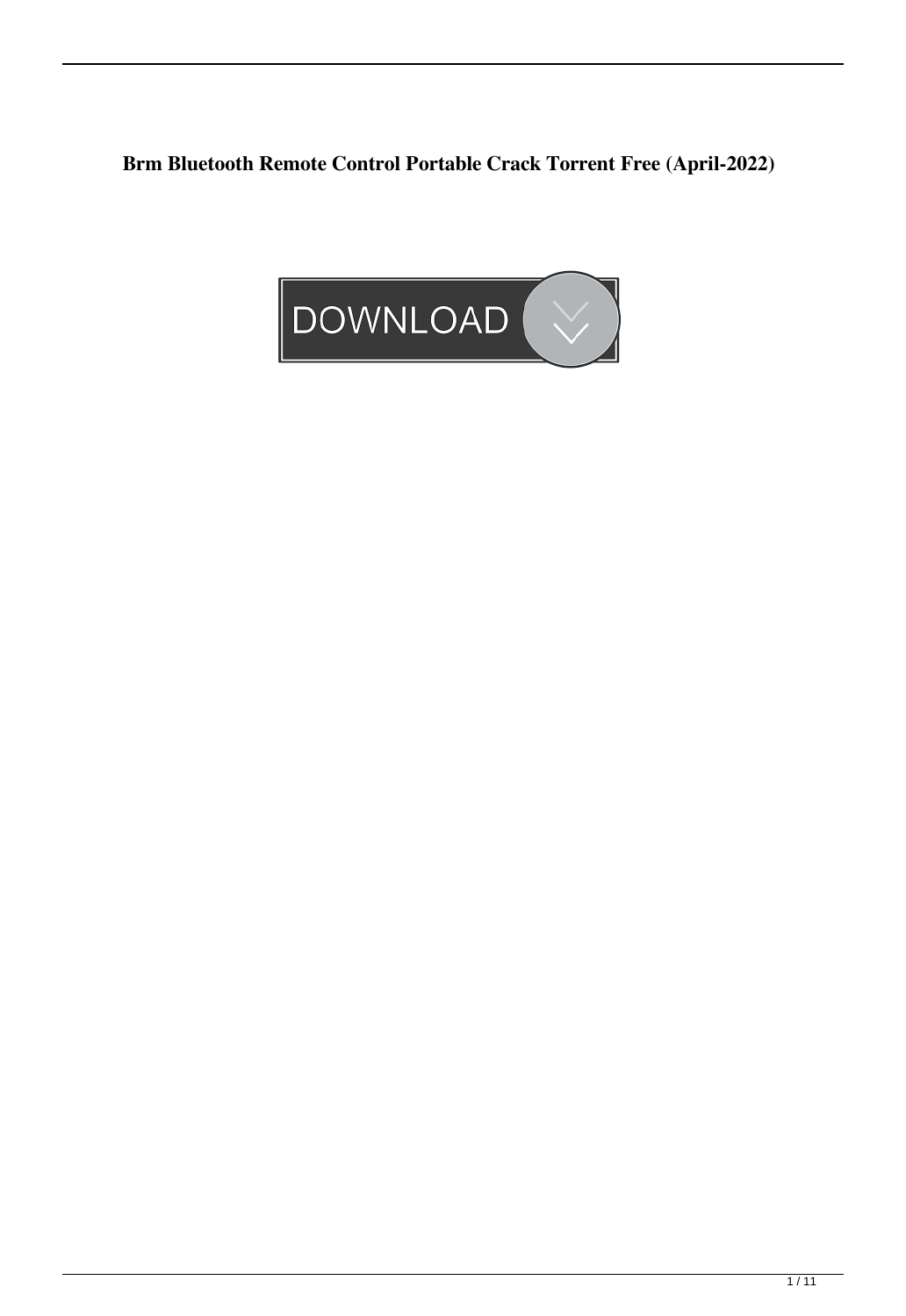**Brm Bluetooth Remote Control Portable Crack Torrent Free (April-2022)**

DOWNLOAD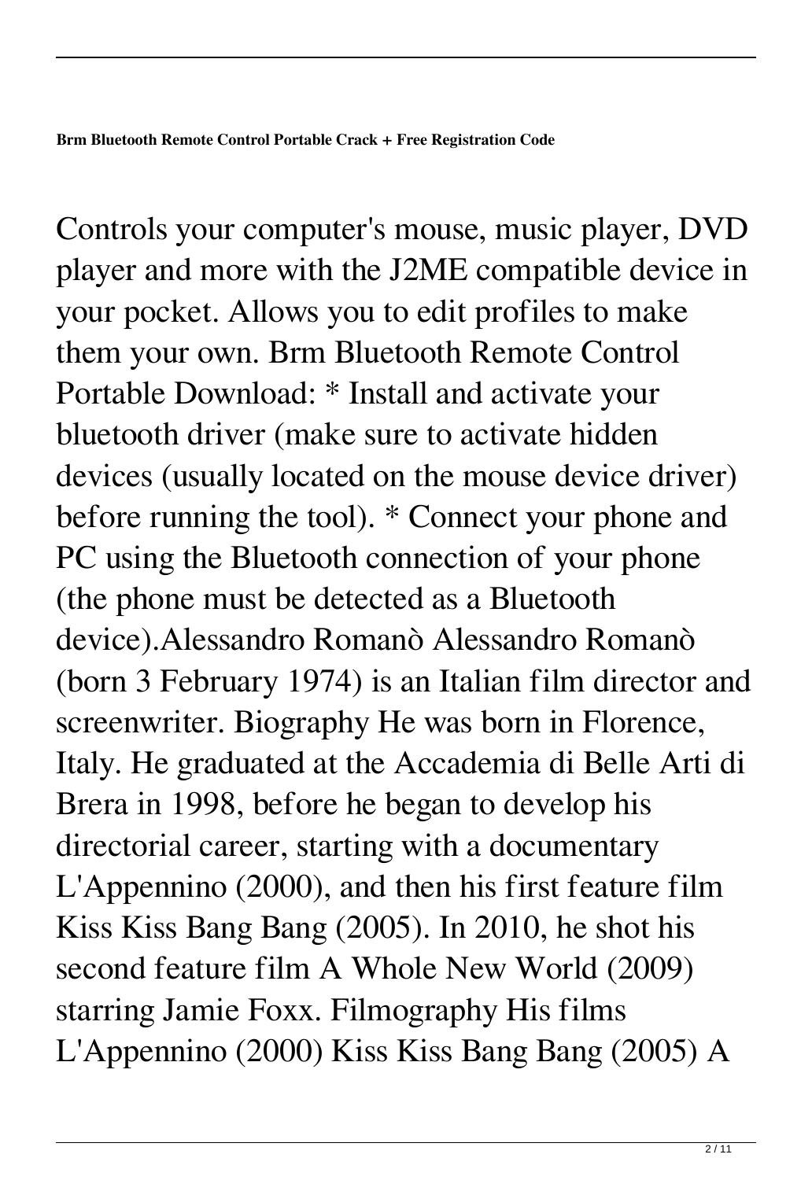**Brm Bluetooth Remote Control Portable Crack + Free Registration Code**

Controls your computer's mouse, music player, DVD player and more with the J2ME compatible device in your pocket. Allows you to edit profiles to make them your own. Brm Bluetooth Remote Control Portable Download: * Install and activate your bluetooth driver (make sure to activate hidden devices (usually located on the mouse device driver) before running the tool). * Connect your phone and PC using the Bluetooth connection of your phone (the phone must be detected as a Bluetooth device).Alessandro Romanò Alessandro Romanò (born 3 February 1974) is an Italian film director and screenwriter. Biography He was born in Florence, Italy. He graduated at the Accademia di Belle Arti di Brera in 1998, before he began to develop his directorial career, starting with a documentary L'Appennino (2000), and then his first feature film Kiss Kiss Bang Bang (2005). In 2010, he shot his second feature film A Whole New World (2009) starring Jamie Foxx. Filmography His films L'Appennino (2000) Kiss Kiss Bang Bang (2005) A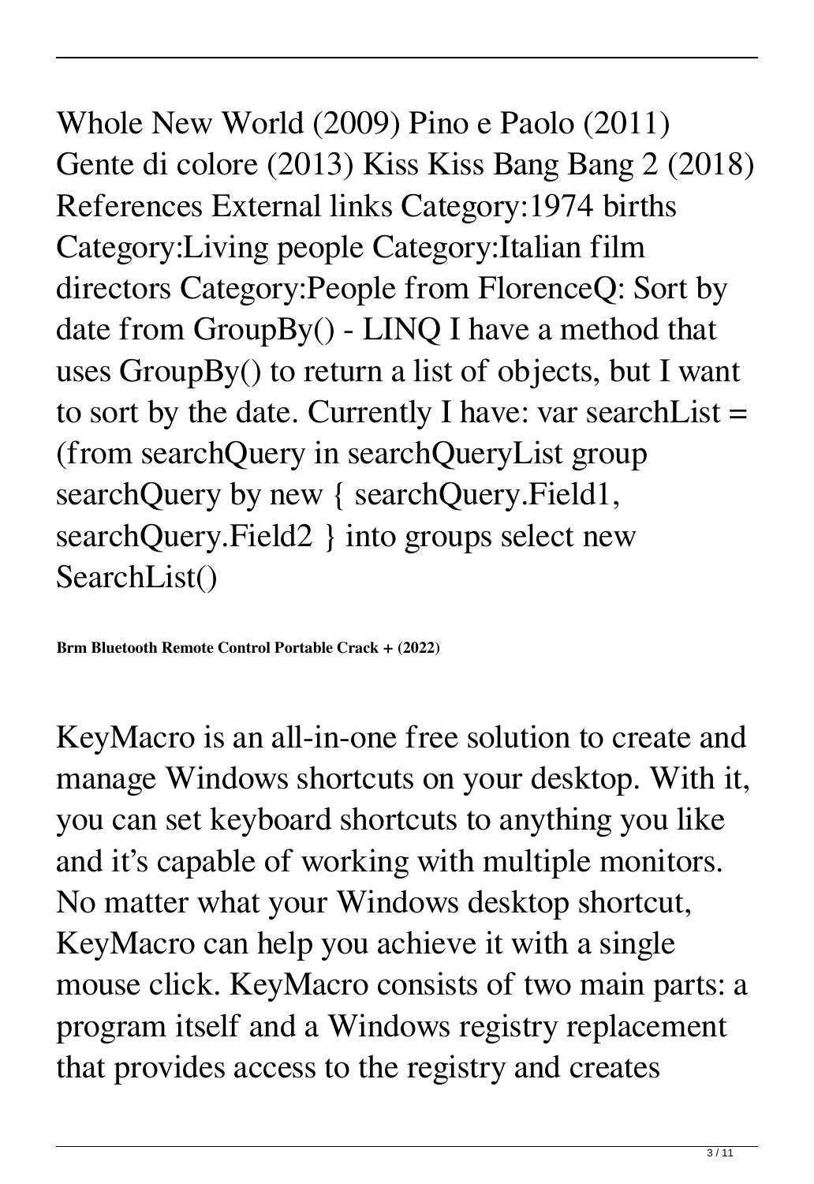Whole New World (2009) Pino e Paolo (2011) Gente di colore (2013) Kiss Kiss Bang Bang 2 (2018) References External links Category:1974 births Category:Living people Category:Italian film directors Category:People from FlorenceQ: Sort by date from GroupBy() - LINQ I have a method that uses GroupBy() to return a list of objects, but I want to sort by the date. Currently I have: var searchList = (from searchQuery in searchQueryList group searchQuery by new { searchQuery.Field1, searchQuery.Field2 } into groups select new SearchList()

**Brm Bluetooth Remote Control Portable Crack + (2022)**

KeyMacro is an all-in-one free solution to create and manage Windows shortcuts on your desktop. With it, you can set keyboard shortcuts to anything you like and it's capable of working with multiple monitors. No matter what your Windows desktop shortcut, KeyMacro can help you achieve it with a single mouse click. KeyMacro consists of two main parts: a program itself and a Windows registry replacement that provides access to the registry and creates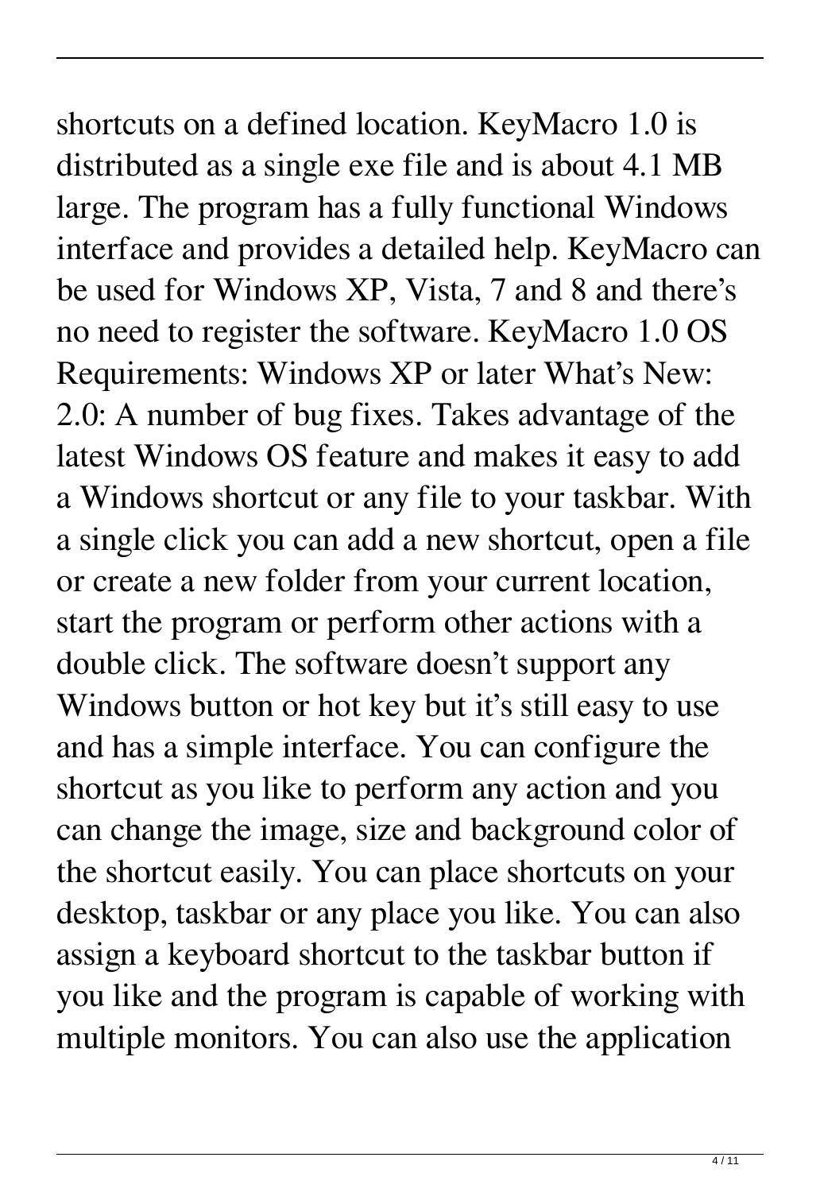shortcuts on a defined location. KeyMacro 1.0 is distributed as a single exe file and is about 4.1 MB large. The program has a fully functional Windows interface and provides a detailed help. KeyMacro can be used for Windows XP, Vista, 7 and 8 and there's no need to register the software. KeyMacro 1.0 OS Requirements: Windows XP or later What's New: 2.0: A number of bug fixes. Takes advantage of the latest Windows OS feature and makes it easy to add a Windows shortcut or any file to your taskbar. With a single click you can add a new shortcut, open a file or create a new folder from your current location, start the program or perform other actions with a double click. The software doesn't support any Windows button or hot key but it's still easy to use and has a simple interface. You can configure the shortcut as you like to perform any action and you can change the image, size and background color of the shortcut easily. You can place shortcuts on your desktop, taskbar or any place you like. You can also assign a keyboard shortcut to the taskbar button if you like and the program is capable of working with multiple monitors. You can also use the application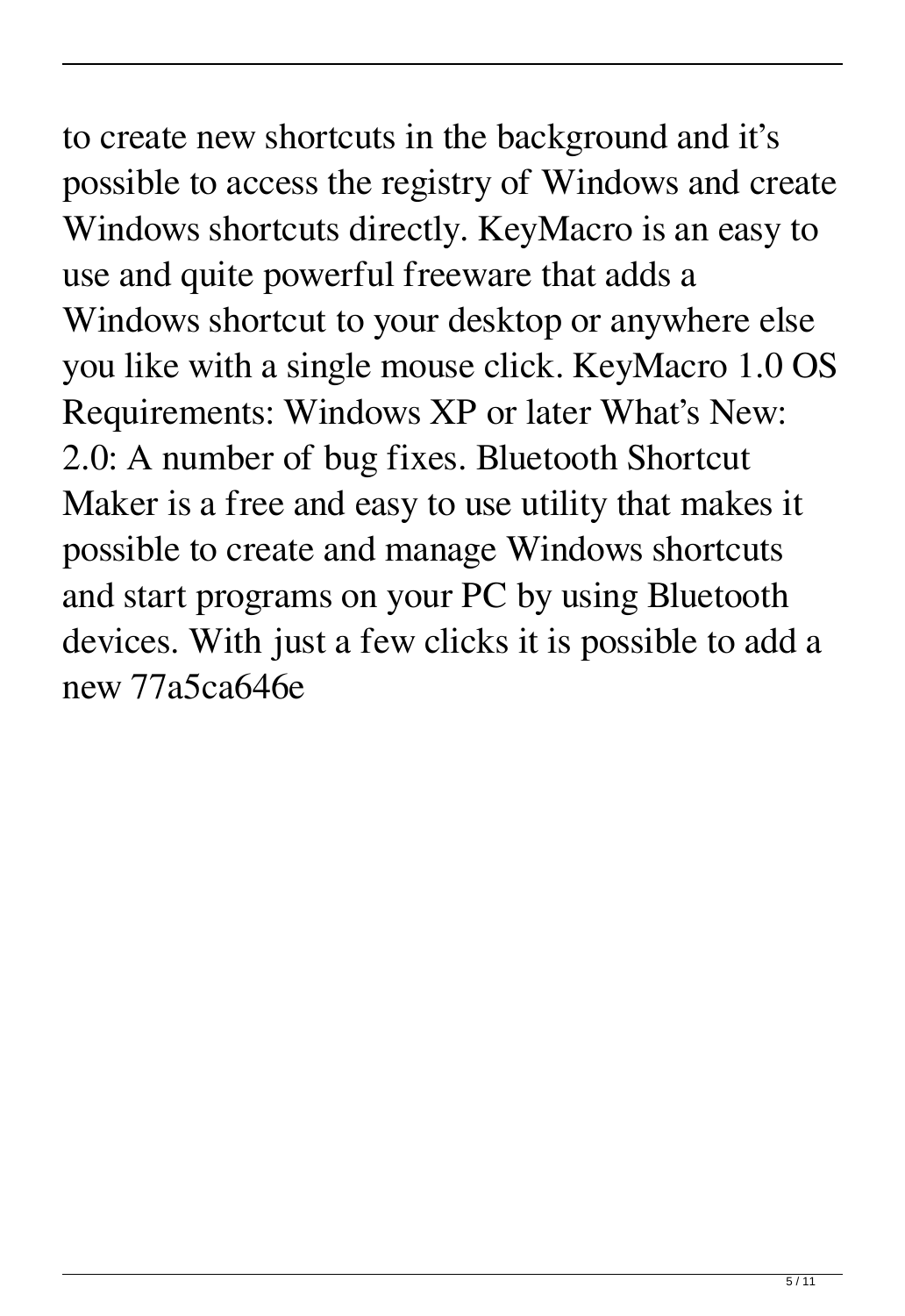to create new shortcuts in the background and it's possible to access the registry of Windows and create Windows shortcuts directly. KeyMacro is an easy to use and quite powerful freeware that adds a Windows shortcut to your desktop or anywhere else you like with a single mouse click. KeyMacro 1.0 OS Requirements: Windows XP or later What's New: 2.0: A number of bug fixes. Bluetooth Shortcut Maker is a free and easy to use utility that makes it possible to create and manage Windows shortcuts and start programs on your PC by using Bluetooth devices. With just a few clicks it is possible to add a new 77a5ca646e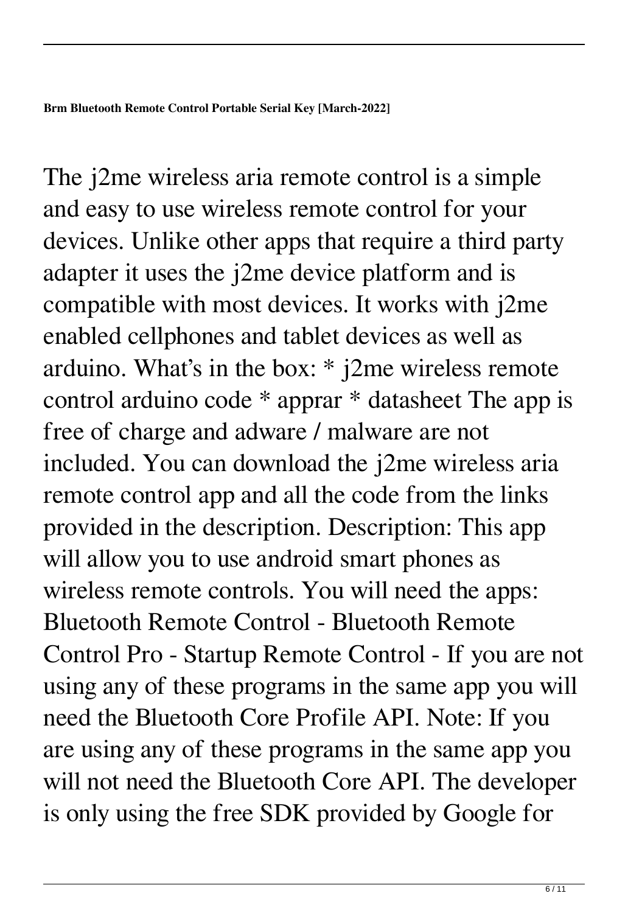**Brm Bluetooth Remote Control Portable Serial Key [March-2022]**

The j2me wireless aria remote control is a simple and easy to use wireless remote control for your devices. Unlike other apps that require a third party adapter it uses the j2me device platform and is compatible with most devices. It works with j2me enabled cellphones and tablet devices as well as arduino. What's in the box: * j2me wireless remote control arduino code * apprar * datasheet The app is free of charge and adware / malware are not included. You can download the j2me wireless aria remote control app and all the code from the links provided in the description. Description: This app will allow you to use android smart phones as wireless remote controls. You will need the apps: Bluetooth Remote Control - Bluetooth Remote Control Pro - Startup Remote Control - If you are not using any of these programs in the same app you will need the Bluetooth Core Profile API. Note: If you are using any of these programs in the same app you will not need the Bluetooth Core API. The developer is only using the free SDK provided by Google for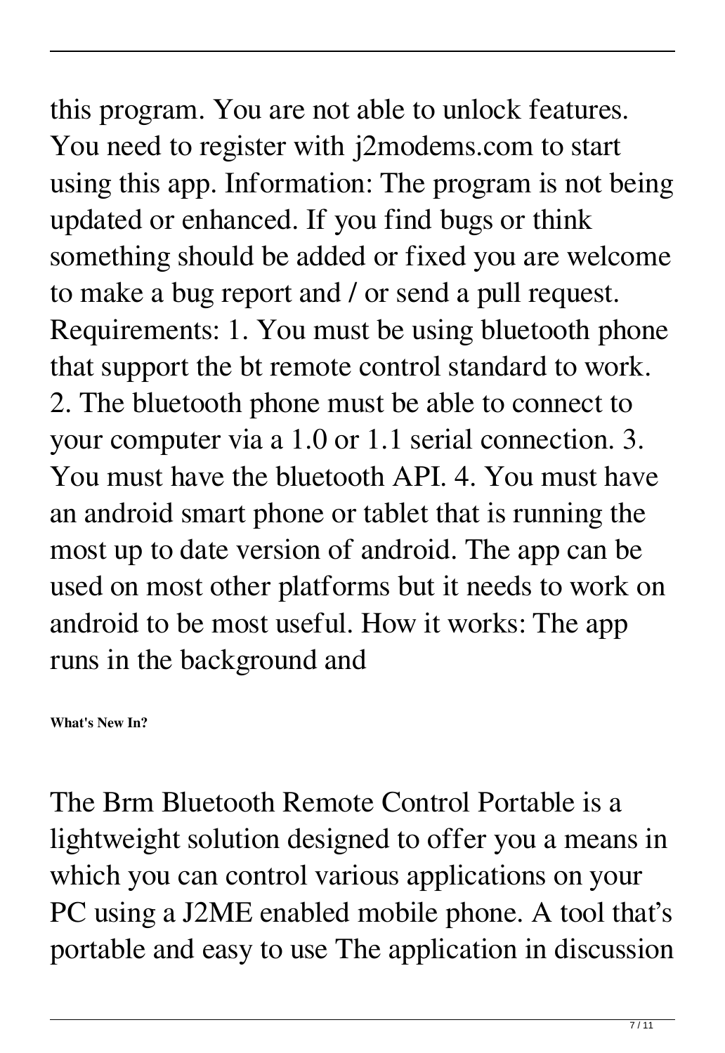this program. You are not able to unlock features. You need to register with j2modems.com to start using this app. Information: The program is not being updated or enhanced. If you find bugs or think something should be added or fixed you are welcome to make a bug report and / or send a pull request. Requirements: 1. You must be using bluetooth phone that support the bt remote control standard to work. 2. The bluetooth phone must be able to connect to your computer via a 1.0 or 1.1 serial connection. 3. You must have the bluetooth API. 4. You must have an android smart phone or tablet that is running the most up to date version of android. The app can be used on most other platforms but it needs to work on android to be most useful. How it works: The app runs in the background and

**What's New In?**

The Brm Bluetooth Remote Control Portable is a lightweight solution designed to offer you a means in which you can control various applications on your PC using a J2ME enabled mobile phone. A tool that's portable and easy to use The application in discussion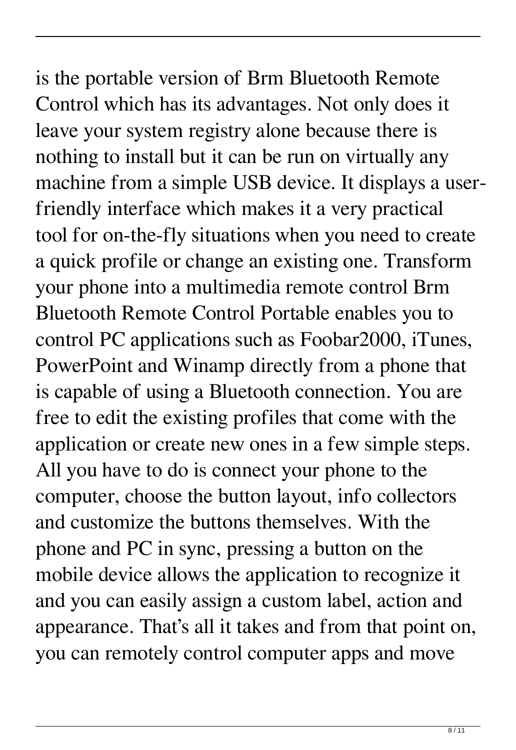is the portable version of Brm Bluetooth Remote Control which has its advantages. Not only does it leave your system registry alone because there is nothing to install but it can be run on virtually any machine from a simple USB device. It displays a user-friendly interface which makes it a very practical tool for on-the-fly situations when you need to create a quick profile or change an existing one. Transform your phone into a multimedia remote control Brm Bluetooth Remote Control Portable enables you to control PC applications such as Foobar2000, iTunes, PowerPoint and Winamp directly from a phone that is capable of using a Bluetooth connection. You are free to edit the existing profiles that come with the application or create new ones in a few simple steps. All you have to do is connect your phone to the computer, choose the button layout, info collectors and customize the buttons themselves. With the phone and PC in sync, pressing a button on the mobile device allows the application to recognize it and you can easily assign a custom label, action and appearance. That's all it takes and from that point on, you can remotely control computer apps and move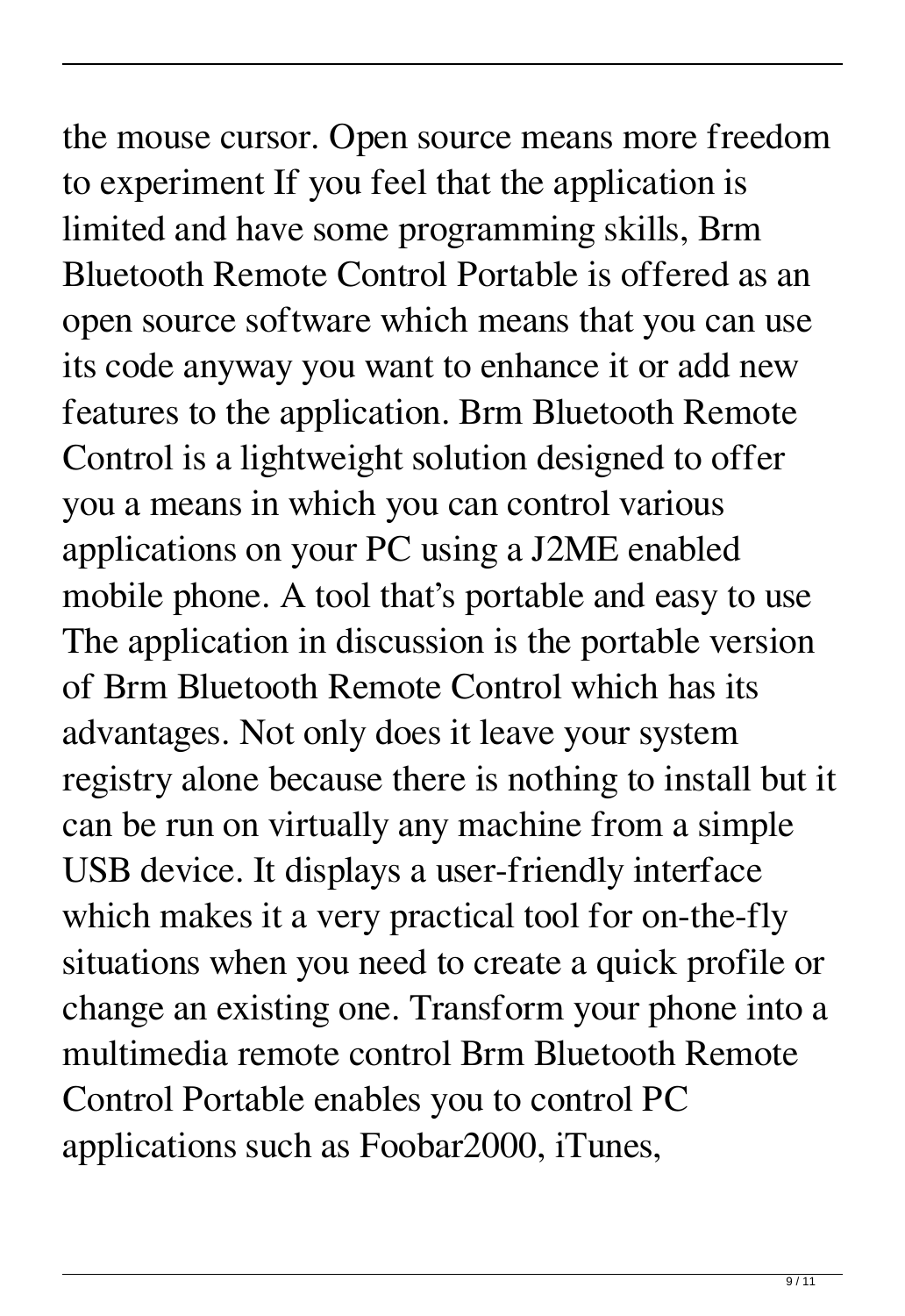the mouse cursor. Open source means more freedom to experiment If you feel that the application is limited and have some programming skills, Brm Bluetooth Remote Control Portable is offered as an open source software which means that you can use its code anyway you want to enhance it or add new features to the application. Brm Bluetooth Remote Control is a lightweight solution designed to offer you a means in which you can control various applications on your PC using a J2ME enabled mobile phone. A tool that's portable and easy to use The application in discussion is the portable version of Brm Bluetooth Remote Control which has its advantages. Not only does it leave your system registry alone because there is nothing to install but it can be run on virtually any machine from a simple USB device. It displays a user-friendly interface which makes it a very practical tool for on-the-fly situations when you need to create a quick profile or change an existing one. Transform your phone into a multimedia remote control Brm Bluetooth Remote Control Portable enables you to control PC applications such as Foobar2000, iTunes,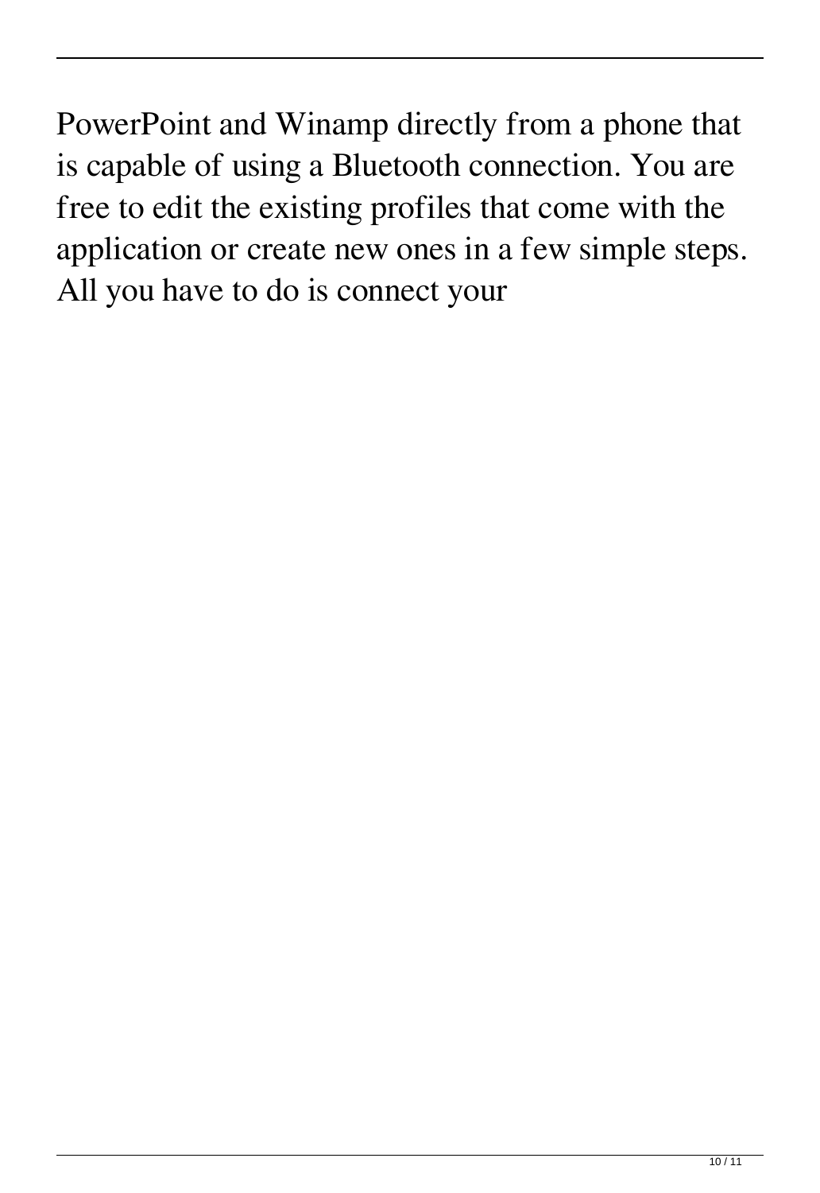PowerPoint and Winamp directly from a phone that is capable of using a Bluetooth connection. You are free to edit the existing profiles that come with the application or create new ones in a few simple steps. All you have to do is connect your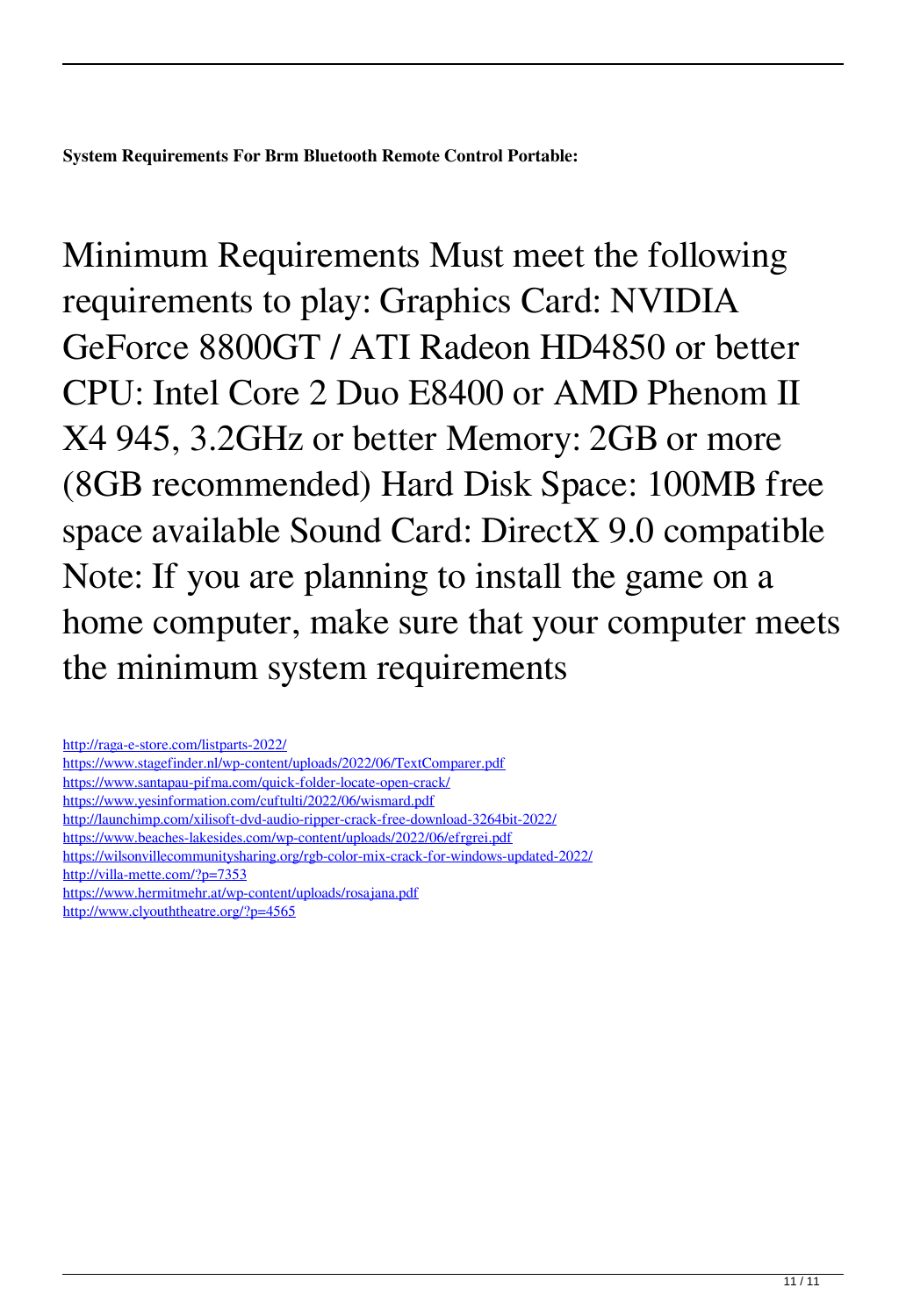**System Requirements For Brm Bluetooth Remote Control Portable:**

Minimum Requirements Must meet the following requirements to play: Graphics Card: NVIDIA GeForce 8800GT / ATI Radeon HD4850 or better CPU: Intel Core 2 Duo E8400 or AMD Phenom II X4 945, 3.2GHz or better Memory: 2GB or more (8GB recommended) Hard Disk Space: 100MB free space available Sound Card: DirectX 9.0 compatible Note: If you are planning to install the game on a home computer, make sure that your computer meets the minimum system requirements

http://raga-e-store.com/listparts-2022/
https://www.stagefinder.nl/wp-content/uploads/2022/06/TextComparer.pdf
https://www.santapau-pifma.com/quick-folder-locate-open-crack/
https://www.yesinformation.com/cuftulti/2022/06/wismard.pdf
http://launchimp.com/xilisoft-dvd-audio-ripper-crack-free-download-3264bit-2022/
https://www.beaches-lakesides.com/wp-content/uploads/2022/06/efrgrei.pdf
https://wilsonvillecommunitysharing.org/rgb-color-mix-crack-for-windows-updated-2022/
http://villa-mette.com/?p=7353
https://www.hermitmehr.at/wp-content/uploads/rosajana.pdf
http://www.clyouththeatre.org/?p=4565